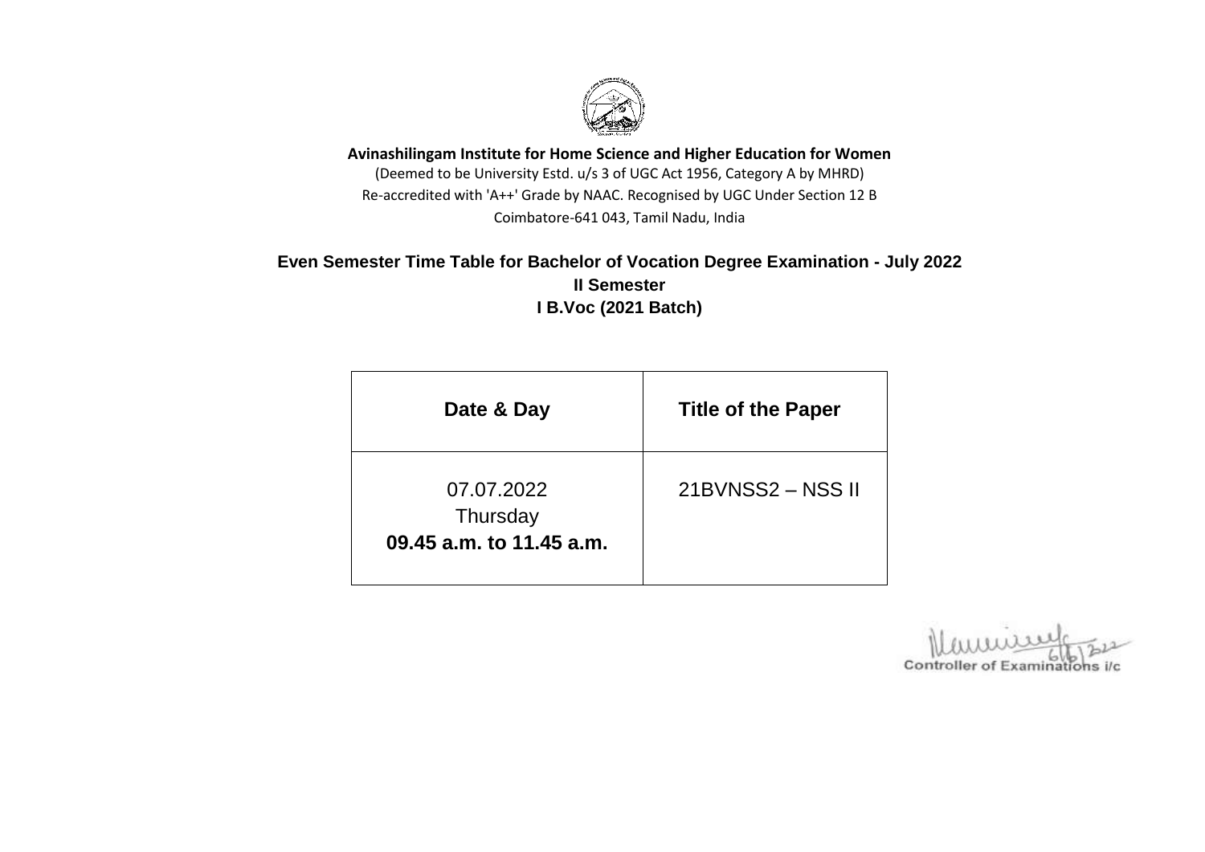**Avinashilingam Institute for Home Science and Higher Education for Women**

(Deemed to be University Estd. u/s 3 of UGC Act 1956, Category A by MHRD)

Re-accredited with 'A++' Grade by NAAC. Recognised by UGC Under Section 12 B

Coimbatore-641 043, Tamil Nadu, India

## Even Semester Time Table for Bachelor of Vocation Degree Examination - July 2022

### II Semester

### I B.Voc (2021 Batch)

| Date & Day | Title of the Paper |
|---|---|
| 07.07.2022<br>Thursday<br>**09.45 a.m. to 11.45 a.m.** | 21BVNSS2 – NSS II |

6/6/2022

Controller of Examinations i/c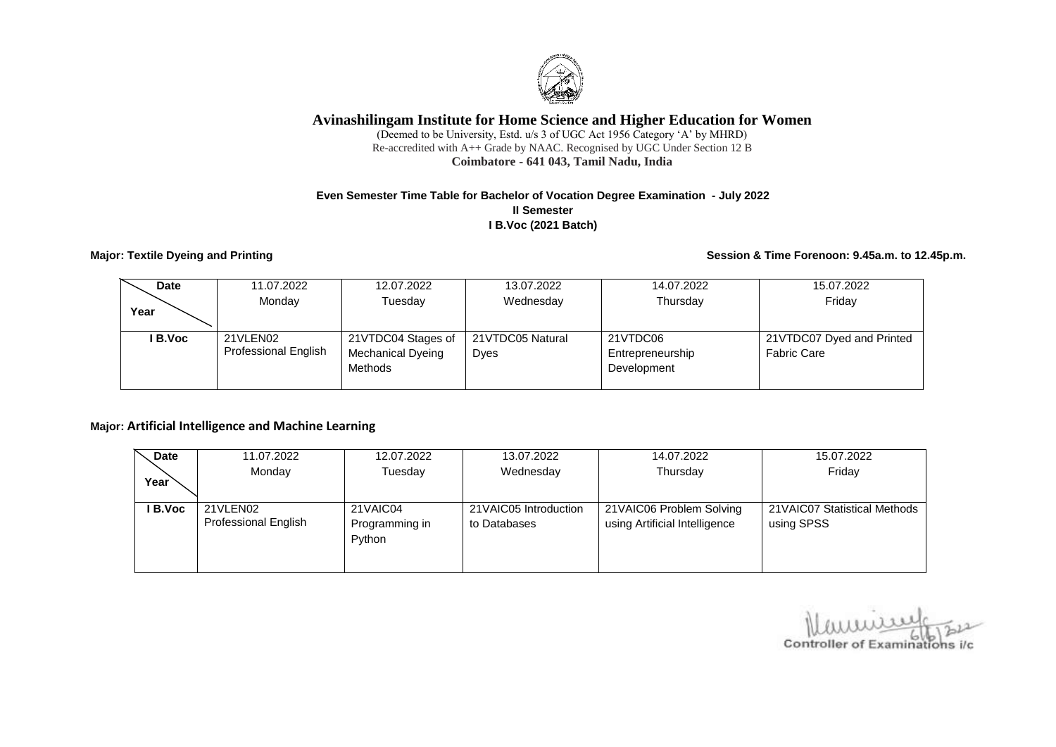# Avinashilingam Institute for Home Science and Higher Education for Women

(Deemed to be University, Estd. u/s 3 of UGC Act 1956 Category 'A' by MHRD)
Re-accredited with A++ Grade by NAAC. Recognised by UGC Under Section 12 B
**Coimbatore - 641 043, Tamil Nadu, India**

**Even Semester Time Table for Bachelor of Vocation Degree Examination - July 2022**
**II Semester**
**I B.Voc (2021 Batch)**

**Major: Textile Dyeing and Printing** **Session & Time Forenoon: 9.45a.m. to 12.45p.m.**

| Date / Year | 11.07.2022 Monday | 12.07.2022 Tuesday | 13.07.2022 Wednesday | 14.07.2022 Thursday | 15.07.2022 Friday |
|---|---|---|---|---|---|
| I B.Voc | 21VLEN02 Professional English | 21VTDC04 Stages of Mechanical Dyeing Methods | 21VTDC05 Natural Dyes | 21VTDC06 Entrepreneurship Development | 21VTDC07 Dyed and Printed Fabric Care |

**Major: Artificial Intelligence and Machine Learning**

| Date / Year | 11.07.2022 Monday | 12.07.2022 Tuesday | 13.07.2022 Wednesday | 14.07.2022 Thursday | 15.07.2022 Friday |
|---|---|---|---|---|---|
| I B.Voc | 21VLEN02 Professional English | 21VAIC04 Programming in Python | 21VAIC05 Introduction to Databases | 21VAIC06 Problem Solving using Artificial Intelligence | 21VAIC07 Statistical Methods using SPSS |

Controller of Examinations i/c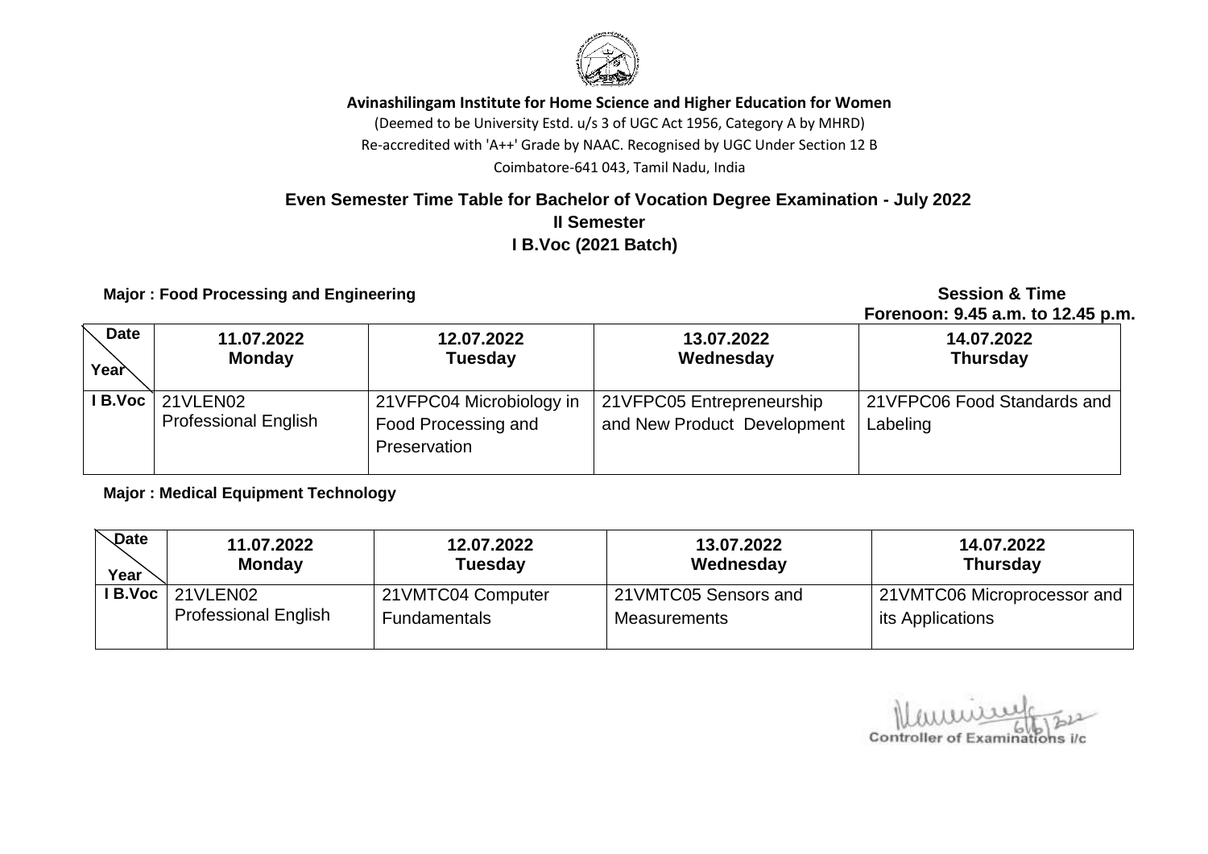**Avinashilingam Institute for Home Science and Higher Education for Women**

(Deemed to be University Estd. u/s 3 of UGC Act 1956, Category A by MHRD)

Re-accredited with 'A++' Grade by NAAC. Recognised by UGC Under Section 12 B

Coimbatore-641 043, Tamil Nadu, India

## Even Semester Time Table for Bachelor of Vocation Degree Examination - July 2022

### II Semester

### I B.Voc (2021 Batch)

**Major : Food Processing and Engineering**

**Session & Time**
**Forenoon: 9.45 a.m. to 12.45 p.m.**

| Date / Year | 11.07.2022 Monday | 12.07.2022 Tuesday | 13.07.2022 Wednesday | 14.07.2022 Thursday |
|---|---|---|---|---|
| I B.Voc | 21VLEN02 Professional English | 21VFPC04 Microbiology in Food Processing and Preservation | 21VFPC05 Entrepreneurship and New Product Development | 21VFPC06 Food Standards and Labeling |

**Major : Medical Equipment Technology**

| Date / Year | 11.07.2022 Monday | 12.07.2022 Tuesday | 13.07.2022 Wednesday | 14.07.2022 Thursday |
|---|---|---|---|---|
| I B.Voc | 21VLEN02 Professional English | 21VMTC04 Computer Fundamentals | 21VMTC05 Sensors and Measurements | 21VMTC06 Microprocessor and its Applications |

6/6/22

Controller of Examinations i/c